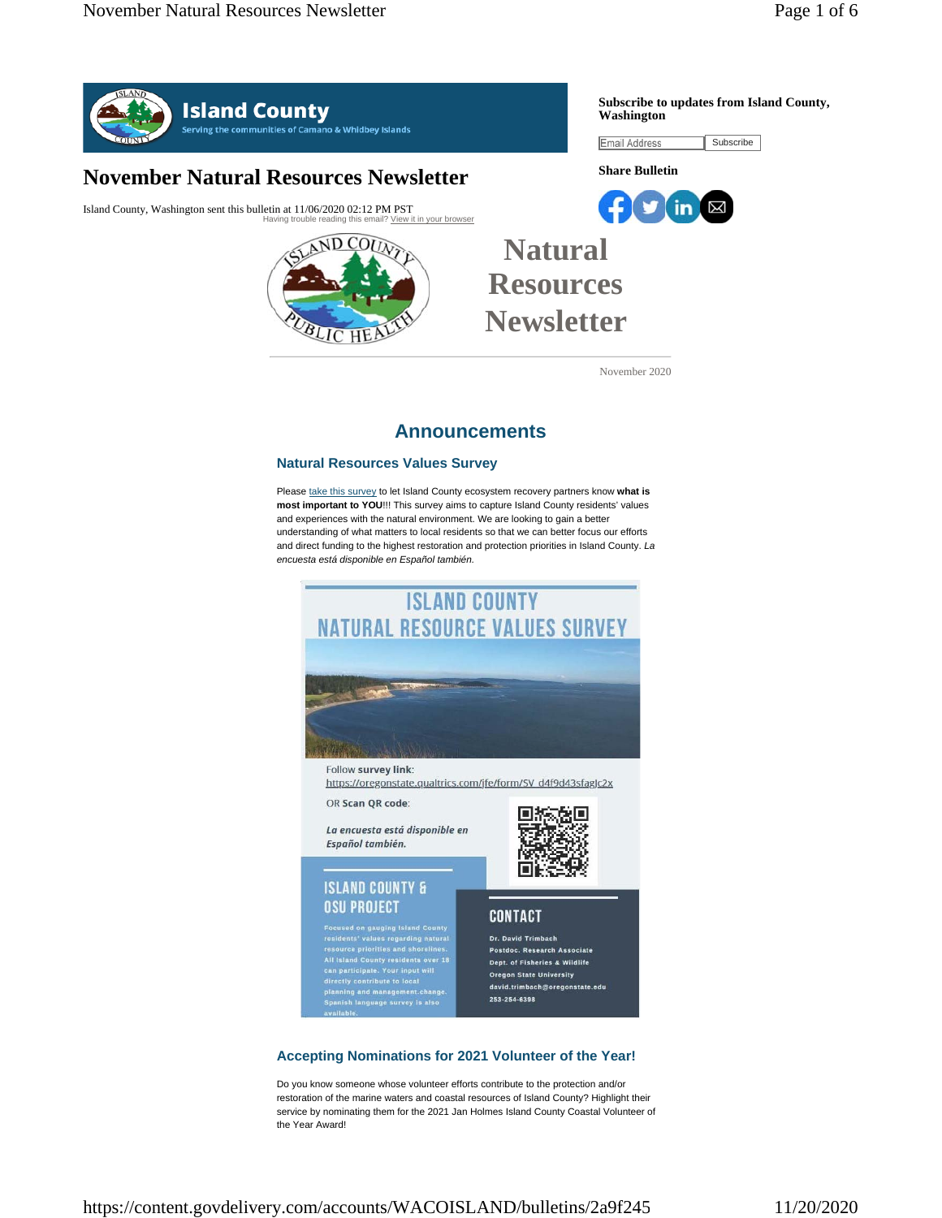**Island County**
Serving the communities of Camano & Whidbey Islands

**Subscribe to updates from Island County, Washington**

Email Address | Subscribe

**Share Bulletin**

# November Natural Resources Newsletter

Island County, Washington sent this bulletin at 11/06/2020 02:12 PM PST

Having trouble reading this email? View it in your browser

# Natural Resources Newsletter

November 2020

## Announcements

### Natural Resources Values Survey

Please take this survey to let Island County ecosystem recovery partners know **what is most important to YOU**!!! This survey aims to capture Island County residents' values and experiences with the natural environment. We are looking to gain a better understanding of what matters to local residents so that we can better focus our efforts and direct funding to the highest restoration and protection priorities in Island County. *La encuesta está disponible en Español también.*

ISLAND COUNTY
NATURAL RESOURCE VALUES SURVEY

Follow **survey link**:
https://oregonstate.qualtrics.com/jfe/form/SV_d4f9d43sfagJc2x

OR **Scan QR code**:

***La encuesta está disponible en Español también.***

ISLAND COUNTY & OSU PROJECT

Focused on gauging Island County residents' values regarding natural resource priorities and shorelines. All Island County residents over 18 can participate. Your input will directly contribute to local planning and management change. Spanish language survey is also available.

CONTACT

Dr. David Trimbach
Postdoc. Research Associate
Dept. of Fisheries & Wildlife
Oregon State University
david.trimbach@oregonstate.edu
253-254-6398

### Accepting Nominations for 2021 Volunteer of the Year!

Do you know someone whose volunteer efforts contribute to the protection and/or restoration of the marine waters and coastal resources of Island County? Highlight their service by nominating them for the 2021 Jan Holmes Island County Coastal Volunteer of the Year Award!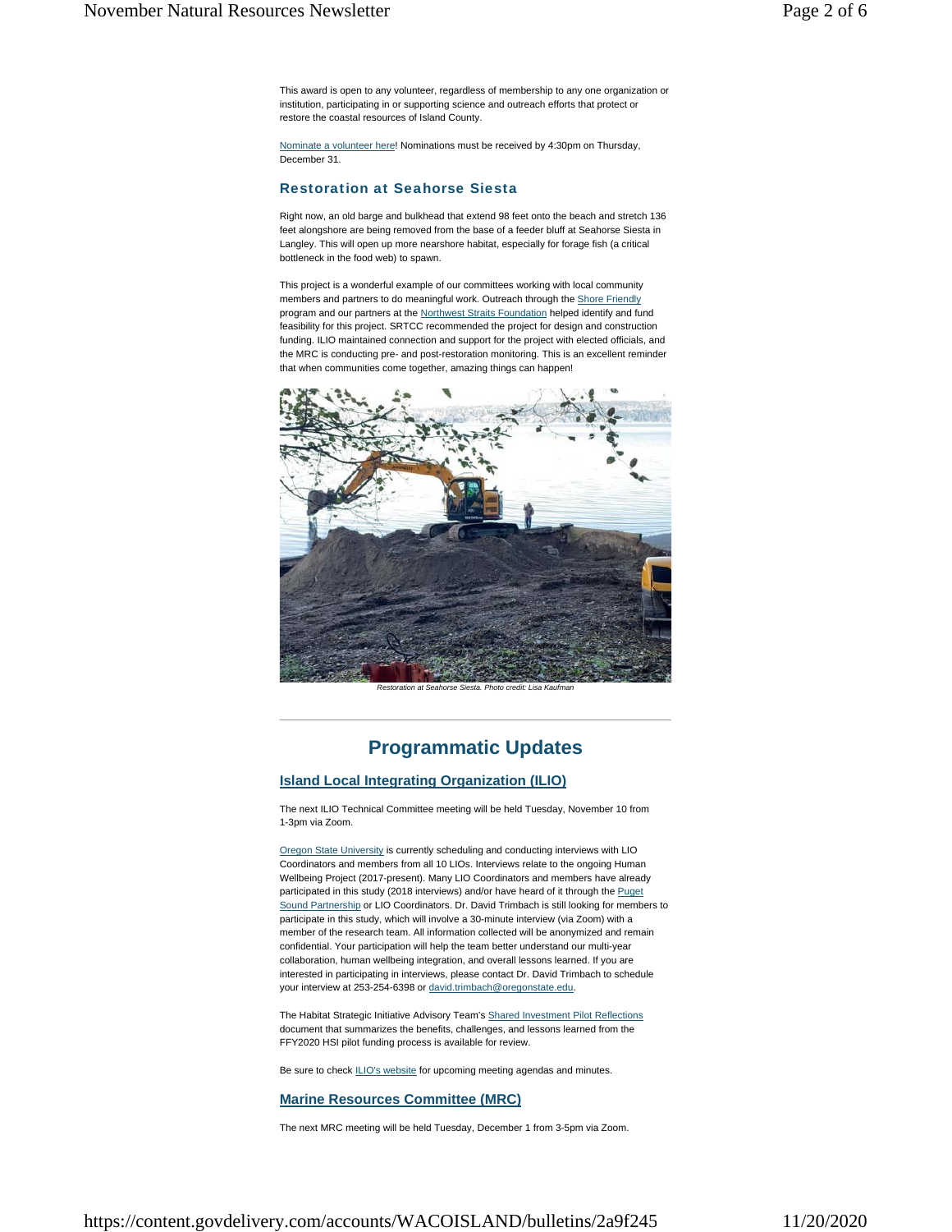This award is open to any volunteer, regardless of membership to any one organization or institution, participating in or supporting science and outreach efforts that protect or restore the coastal resources of Island County.

Nominate a volunteer here! Nominations must be received by 4:30pm on Thursday, December 31.

### Restoration at Seahorse Siesta

Right now, an old barge and bulkhead that extend 98 feet onto the beach and stretch 136 feet alongshore are being removed from the base of a feeder bluff at Seahorse Siesta in Langley. This will open up more nearshore habitat, especially for forage fish (a critical bottleneck in the food web) to spawn.

This project is a wonderful example of our committees working with local community members and partners to do meaningful work. Outreach through the Shore Friendly program and our partners at the Northwest Straits Foundation helped identify and fund feasibility for this project. SRTCC recommended the project for design and construction funding. ILIO maintained connection and support for the project with elected officials, and the MRC is conducting pre- and post-restoration monitoring. This is an excellent reminder that when communities come together, amazing things can happen!

*Restoration at Seahorse Siesta. Photo credit: Lisa Kaufman*

---

## Programmatic Updates

### Island Local Integrating Organization (ILIO)

The next ILIO Technical Committee meeting will be held Tuesday, November 10 from 1-3pm via Zoom.

Oregon State University is currently scheduling and conducting interviews with LIO Coordinators and members from all 10 LIOs. Interviews relate to the ongoing Human Wellbeing Project (2017-present). Many LIO Coordinators and members have already participated in this study (2018 interviews) and/or have heard of it through the Puget Sound Partnership or LIO Coordinators. Dr. David Trimbach is still looking for members to participate in this study, which will involve a 30-minute interview (via Zoom) with a member of the research team. All information collected will be anonymized and remain confidential. Your participation will help the team better understand our multi-year collaboration, human wellbeing integration, and overall lessons learned. If you are interested in participating in interviews, please contact Dr. David Trimbach to schedule your interview at 253-254-6398 or david.trimbach@oregonstate.edu.

The Habitat Strategic Initiative Advisory Team's Shared Investment Pilot Reflections document that summarizes the benefits, challenges, and lessons learned from the FFY2020 HSI pilot funding process is available for review.

Be sure to check ILIO's website for upcoming meeting agendas and minutes.

### Marine Resources Committee (MRC)

The next MRC meeting will be held Tuesday, December 1 from 3-5pm via Zoom.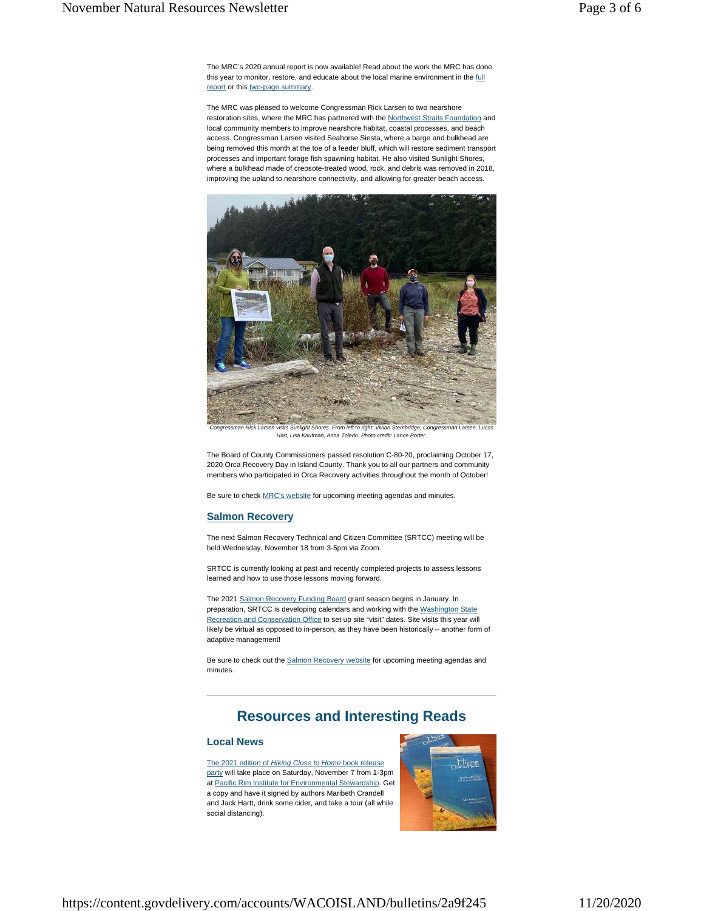The MRC's 2020 annual report is now available! Read about the work the MRC has done this year to monitor, restore, and educate about the local marine environment in the full report or this two-page summary.

The MRC was pleased to welcome Congressman Rick Larsen to two nearshore restoration sites, where the MRC has partnered with the Northwest Straits Foundation and local community members to improve nearshore habitat, coastal processes, and beach access. Congressman Larsen visited Seahorse Siesta, where a barge and bulkhead are being removed this month at the toe of a feeder bluff, which will restore sediment transport processes and important forage fish spawning habitat. He also visited Sunlight Shores, where a bulkhead made of creosote-treated wood, rock, and debris was removed in 2018, improving the upland to nearshore connectivity, and allowing for greater beach access.

*Congressman Rick Larsen visits Sunlight Shores. From left to right: Vivian Stembridge, Congressman Larsen, Lucas Hart, Lisa Kaufman, Anna Toledo. Photo credit: Lance Porter.*

The Board of County Commissioners passed resolution C-80-20, proclaiming October 17, 2020 Orca Recovery Day in Island County. Thank you to all our partners and community members who participated in Orca Recovery activities throughout the month of October!

Be sure to check MRC's website for upcoming meeting agendas and minutes.

### Salmon Recovery

The next Salmon Recovery Technical and Citizen Committee (SRTCC) meeting will be held Wednesday, November 18 from 3-5pm via Zoom.

SRTCC is currently looking at past and recently completed projects to assess lessons learned and how to use those lessons moving forward.

The 2021 Salmon Recovery Funding Board grant season begins in January. In preparation, SRTCC is developing calendars and working with the Washington State Recreation and Conservation Office to set up site "visit" dates. Site visits this year will likely be virtual as opposed to in-person, as they have been historically – another form of adaptive management!

Be sure to check out the Salmon Recovery website for upcoming meeting agendas and minutes.

---

## Resources and Interesting Reads

### Local News

The 2021 edition of *Hiking Close to Home* book release party will take place on Saturday, November 7 from 1-3pm at Pacific Rim Institute for Environmental Stewardship. Get a copy and have it signed by authors Maribeth Crandell and Jack Hartt, drink some cider, and take a tour (all while social distancing).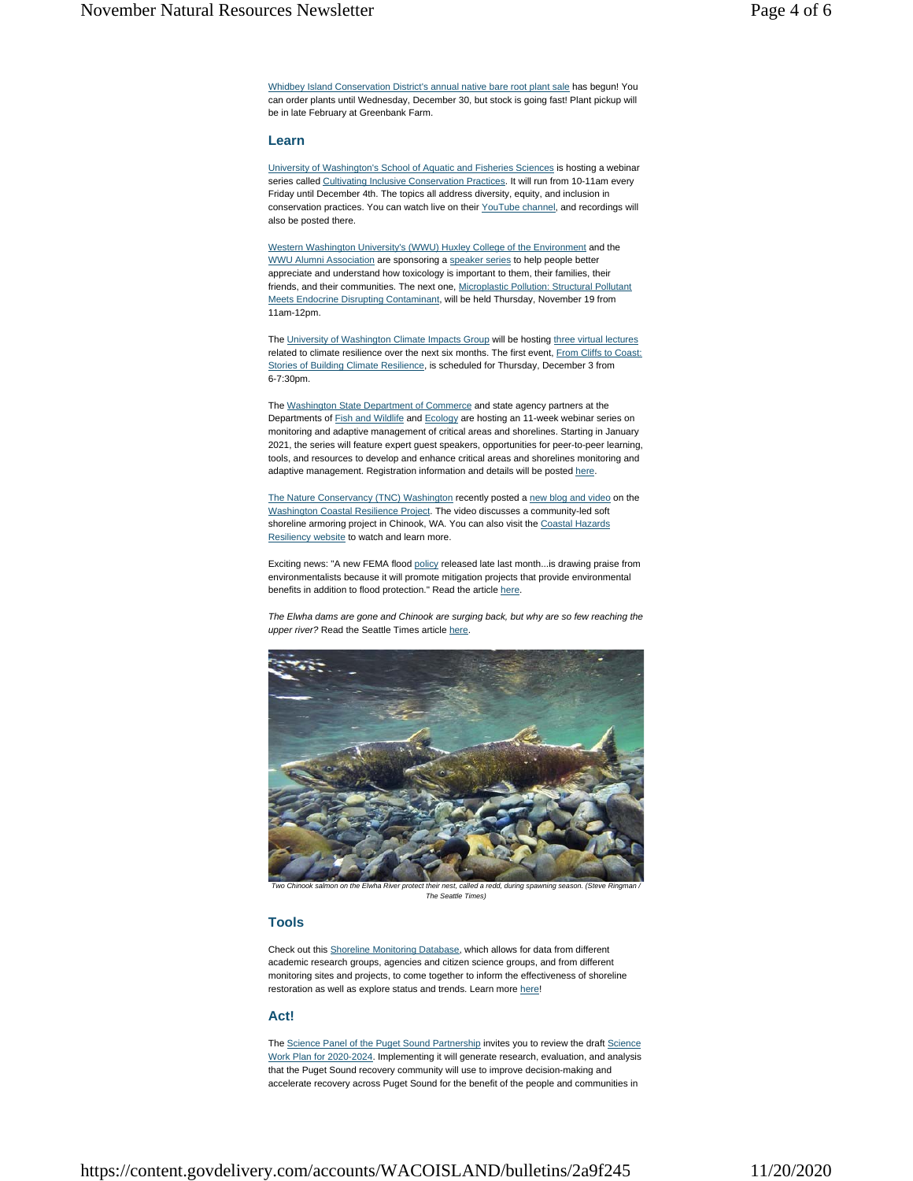Whidbey Island Conservation District's annual native bare root plant sale has begun! You can order plants until Wednesday, December 30, but stock is going fast! Plant pickup will be in late February at Greenbank Farm.

## Learn

University of Washington's School of Aquatic and Fisheries Sciences is hosting a webinar series called Cultivating Inclusive Conservation Practices. It will run from 10-11am every Friday until December 4th. The topics all address diversity, equity, and inclusion in conservation practices. You can watch live on their YouTube channel, and recordings will also be posted there.

Western Washington University's (WWU) Huxley College of the Environment and the WWU Alumni Association are sponsoring a speaker series to help people better appreciate and understand how toxicology is important to them, their families, their friends, and their communities. The next one, Microplastic Pollution: Structural Pollutant Meets Endocrine Disrupting Contaminant, will be held Thursday, November 19 from 11am-12pm.

The University of Washington Climate Impacts Group will be hosting three virtual lectures related to climate resilience over the next six months. The first event, From Cliffs to Coast: Stories of Building Climate Resilience, is scheduled for Thursday, December 3 from 6-7:30pm.

The Washington State Department of Commerce and state agency partners at the Departments of Fish and Wildlife and Ecology are hosting an 11-week webinar series on monitoring and adaptive management of critical areas and shorelines. Starting in January 2021, the series will feature expert guest speakers, opportunities for peer-to-peer learning, tools, and resources to develop and enhance critical areas and shorelines monitoring and adaptive management. Registration information and details will be posted here.

The Nature Conservancy (TNC) Washington recently posted a new blog and video on the Washington Coastal Resilience Project. The video discusses a community-led soft shoreline armoring project in Chinook, WA. You can also visit the Coastal Hazards Resiliency website to watch and learn more.

Exciting news: "A new FEMA flood policy released late last month...is drawing praise from environmentalists because it will promote mitigation projects that provide environmental benefits in addition to flood protection." Read the article here.

*The Elwha dams are gone and Chinook are surging back, but why are so few reaching the upper river?* Read the Seattle Times article here.

*Two Chinook salmon on the Elwha River protect their nest, called a redd, during spawning season. (Steve Ringman / The Seattle Times)*

## Tools

Check out this Shoreline Monitoring Database, which allows for data from different academic research groups, agencies and citizen science groups, and from different monitoring sites and projects, to come together to inform the effectiveness of shoreline restoration as well as explore status and trends. Learn more here!

## Act!

The Science Panel of the Puget Sound Partnership invites you to review the draft Science Work Plan for 2020-2024. Implementing it will generate research, evaluation, and analysis that the Puget Sound recovery community will use to improve decision-making and accelerate recovery across Puget Sound for the benefit of the people and communities in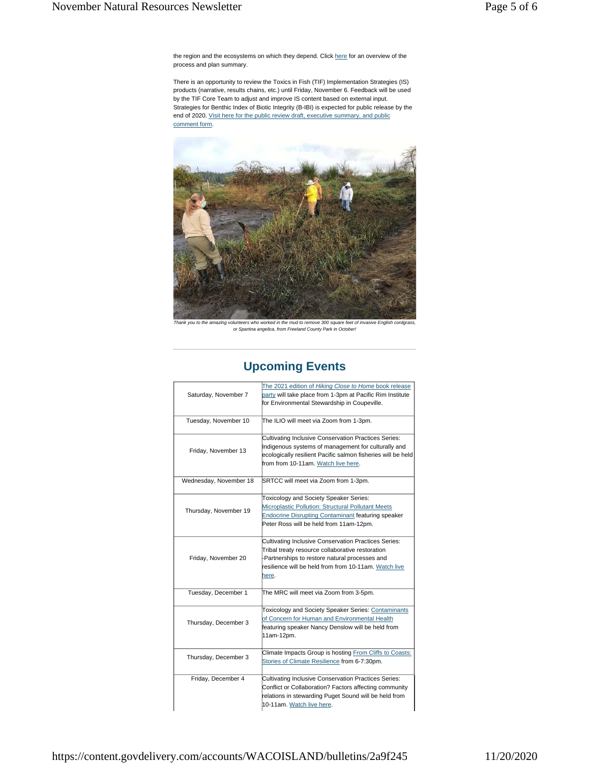the region and the ecosystems on which they depend. Click here for an overview of the process and plan summary.

There is an opportunity to review the Toxics in Fish (TIF) Implementation Strategies (IS) products (narrative, results chains, etc.) until Friday, November 6. Feedback will be used by the TIF Core Team to adjust and improve IS content based on external input. Strategies for Benthic Index of Biotic Integrity (B-IBI) is expected for public release by the end of 2020. Visit here for the public review draft, executive summary, and public comment form.

*Thank you to the amazing volunteers who worked in the mud to remove 300 square feet of invasive English cordgrass, or Spartina angelica, from Freeland County Park in October!*

## Upcoming Events

| | |
|---|---|
| Saturday, November 7 | The 2021 edition of *Hiking Close to Home* book release party will take place from 1-3pm at Pacific Rim Institute for Environmental Stewardship in Coupeville. |
| Tuesday, November 10 | The ILIO will meet via Zoom from 1-3pm. |
| Friday, November 13 | Cultivating Inclusive Conservation Practices Series: Indigenous systems of management for culturally and ecologically resilient Pacific salmon fisheries will be held from from 10-11am. Watch live here. |
| Wednesday, November 18 | SRTCC will meet via Zoom from 1-3pm. |
| Thursday, November 19 | Toxicology and Society Speaker Series: Microplastic Pollution: Structural Pollutant Meets Endocrine Disrupting Contaminant featuring speaker Peter Ross will be held from 11am-12pm. |
| Friday, November 20 | Cultivating Inclusive Conservation Practices Series: Tribal treaty resource collaborative restoration -Partnerships to restore natural processes and resilience will be held from from 10-11am. Watch live here. |
| Tuesday, December 1 | The MRC will meet via Zoom from 3-5pm. |
| Thursday, December 3 | Toxicology and Society Speaker Series: Contaminants of Concern for Human and Environmental Health featuring speaker Nancy Denslow will be held from 11am-12pm. |
| Thursday, December 3 | Climate Impacts Group is hosting From Cliffs to Coasts: Stories of Climate Resilience from 6-7:30pm. |
| Friday, December 4 | Cultivating Inclusive Conservation Practices Series: Conflict or Collaboration? Factors affecting community relations in stewarding Puget Sound will be held from 10-11am. Watch live here. |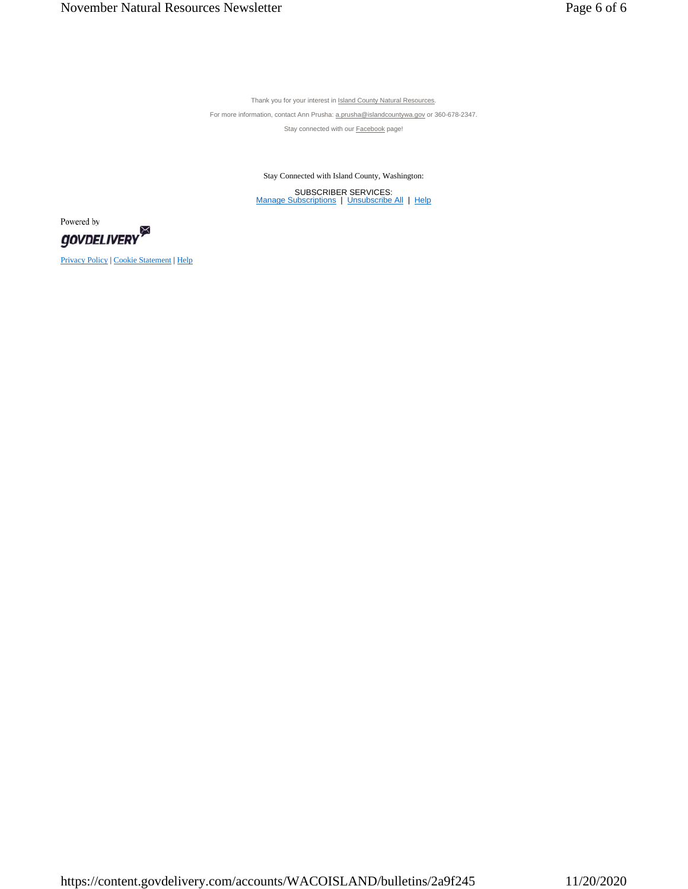Thank you for your interest in Island County Natural Resources.

For more information, contact Ann Prusha: a.prusha@islandcountywa.gov or 360-678-2347.

Stay connected with our Facebook page!

Stay Connected with Island County, Washington:

SUBSCRIBER SERVICES:
Manage Subscriptions | Unsubscribe All | Help

Powered by

GOVDELIVERY

Privacy Policy | Cookie Statement | Help